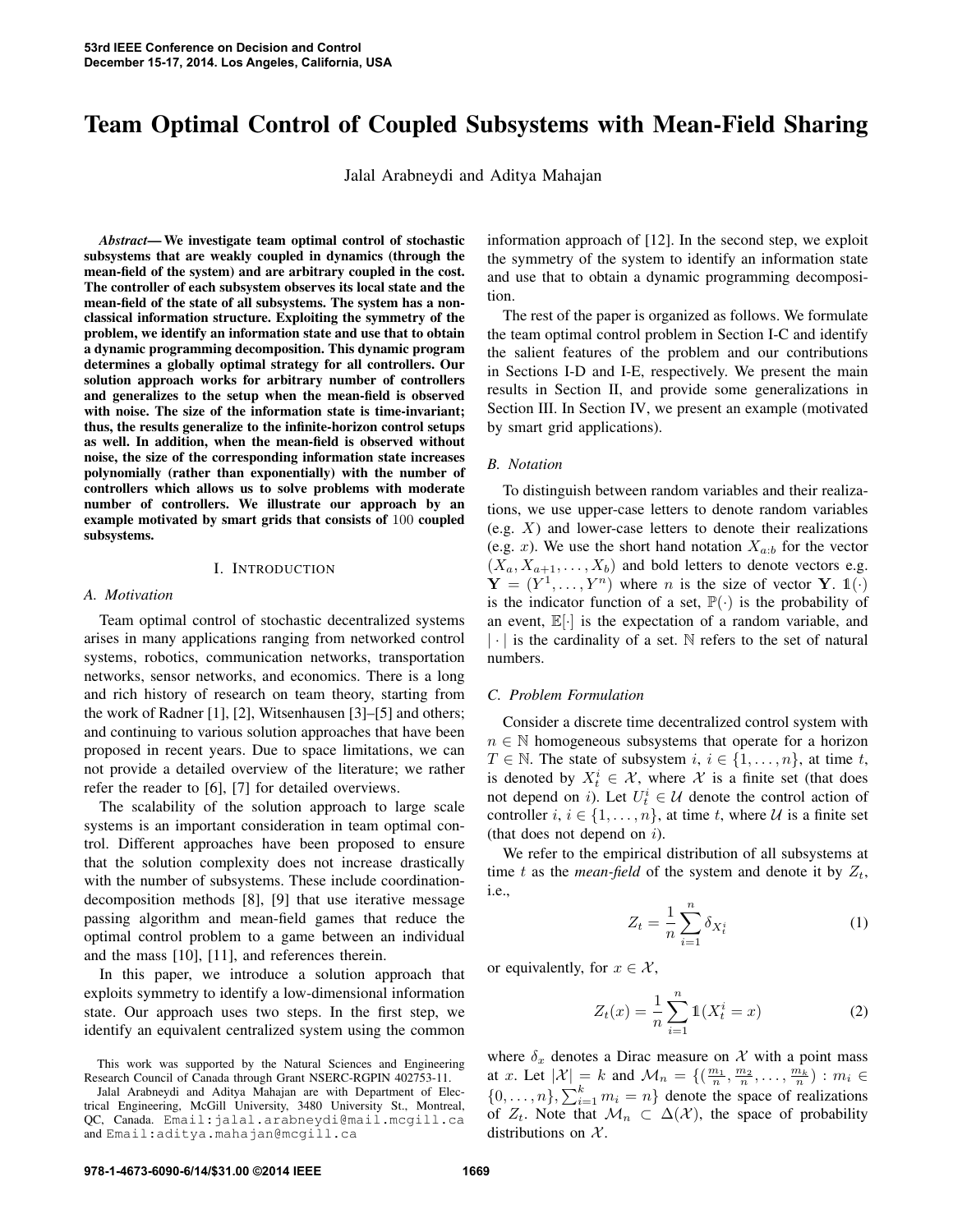# Team Optimal Control of Coupled Subsystems with Mean-Field Sharing

Jalal Arabneydi and Aditya Mahajan

***Abstract*— We investigate team optimal control of stochastic subsystems that are weakly coupled in dynamics (through the mean-field of the system) and are arbitrary coupled in the cost. The controller of each subsystem observes its local state and the mean-field of the state of all subsystems. The system has a non-classical information structure. Exploiting the symmetry of the problem, we identify an information state and use that to obtain a dynamic programming decomposition. This dynamic program determines a globally optimal strategy for all controllers. Our solution approach works for arbitrary number of controllers and generalizes to the setup when the mean-field is observed with noise. The size of the information state is time-invariant; thus, the results generalize to the infinite-horizon control setups as well. In addition, when the mean-field is observed without noise, the size of the corresponding information state increases polynomially (rather than exponentially) with the number of controllers which allows us to solve problems with moderate number of controllers. We illustrate our approach by an example motivated by smart grids that consists of 100 coupled subsystems.**

## I. INTRODUCTION

### A. Motivation

Team optimal control of stochastic decentralized systems arises in many applications ranging from networked control systems, robotics, communication networks, transportation networks, sensor networks, and economics. There is a long and rich history of research on team theory, starting from the work of Radner [1], [2], Witsenhausen [3]–[5] and others; and continuing to various solution approaches that have been proposed in recent years. Due to space limitations, we can not provide a detailed overview of the literature; we rather refer the reader to [6], [7] for detailed overviews.

The scalability of the solution approach to large scale systems is an important consideration in team optimal control. Different approaches have been proposed to ensure that the solution complexity does not increase drastically with the number of subsystems. These include coordination-decomposition methods [8], [9] that use iterative message passing algorithm and mean-field games that reduce the optimal control problem to a game between an individual and the mass [10], [11], and references therein.

In this paper, we introduce a solution approach that exploits symmetry to identify a low-dimensional information state. Our approach uses two steps. In the first step, we identify an equivalent centralized system using the common information approach of [12]. In the second step, we exploit the symmetry of the system to identify an information state and use that to obtain a dynamic programming decomposition.

The rest of the paper is organized as follows. We formulate the team optimal control problem in Section I-C and identify the salient features of the problem and our contributions in Sections I-D and I-E, respectively. We present the main results in Section II, and provide some generalizations in Section III. In Section IV, we present an example (motivated by smart grid applications).

### B. Notation

To distinguish between random variables and their realizations, we use upper-case letters to denote random variables (e.g. $X$) and lower-case letters to denote their realizations (e.g. $x$). We use the short hand notation $X_{a:b}$ for the vector $(X_a, X_{a+1}, \dots, X_b)$ and bold letters to denote vectors e.g. $\mathbf{Y} = (Y^1, \dots, Y^n)$ where $n$ is the size of vector $\mathbf{Y}$. $\mathbb{1}(\cdot)$ is the indicator function of a set, $\mathbb{P}(\cdot)$ is the probability of an event, $\mathbb{E}[\cdot]$ is the expectation of a random variable, and $|\cdot|$ is the cardinality of a set. $\mathbb{N}$ refers to the set of natural numbers.

### C. Problem Formulation

Consider a discrete time decentralized control system with $n \in \mathbb{N}$ homogeneous subsystems that operate for a horizon $T \in \mathbb{N}$. The state of subsystem $i$, $i \in \{1, \dots, n\}$, at time $t$, is denoted by $X_t^i \in \mathcal{X}$, where $\mathcal{X}$ is a finite set (that does not depend on $i$). Let $U_t^i \in \mathcal{U}$ denote the control action of controller $i$, $i \in \{1, \dots, n\}$, at time $t$, where $\mathcal{U}$ is a finite set (that does not depend on $i$).

We refer to the empirical distribution of all subsystems at time $t$ as the *mean-field* of the system and denote it by $Z_t$, i.e.,

$$Z_t = \frac{1}{n} \sum_{i=1}^{n} \delta_{X_t^i} \tag{1}$$

or equivalently, for $x \in \mathcal{X}$,

$$Z_t(x) = \frac{1}{n} \sum_{i=1}^{n} \mathbb{1}(X_t^i = x) \tag{2}$$

where $\delta_x$ denotes a Dirac measure on $\mathcal{X}$ with a point mass at $x$. Let $|\mathcal{X}| = k$ and $\mathcal{M}_n = \{(\frac{m_1}{n}, \frac{m_2}{n}, \dots, \frac{m_k}{n}) : m_i \in \{0, \dots, n\}, \sum_{i=1}^{k} m_i = n\}$ denote the space of realizations of $Z_t$. Note that $\mathcal{M}_n \subset \Delta(\mathcal{X})$, the space of probability distributions on $\mathcal{X}$.

This work was supported by the Natural Sciences and Engineering Research Council of Canada through Grant NSERC-RGPIN 402753-11.

Jalal Arabneydi and Aditya Mahajan are with Department of Electrical Engineering, McGill University, 3480 University St., Montreal, QC, Canada. Email:jalal.arabneydi@mail.mcgill.ca and Email:aditya.mahajan@mcgill.ca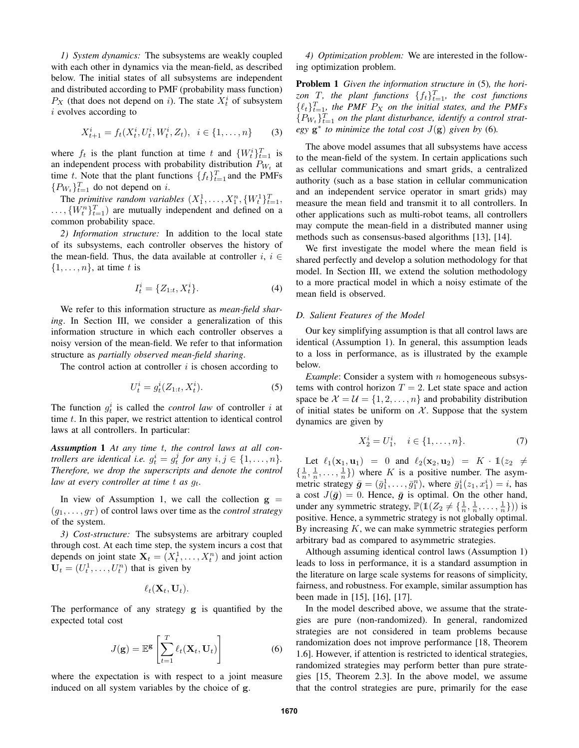*1) System dynamics:* The subsystems are weakly coupled with each other in dynamics via the mean-field, as described below. The initial states of all subsystems are independent and distributed according to PMF (probability mass function) $P_X$ (that does not depend on $i$). The state $X_t^i$ of subsystem $i$ evolves according to

$$X_{t+1}^i = f_t(X_t^i, U_t^i, W_t^i, Z_t), \quad i \in \{1, \dots, n\} \tag{3}$$

where $f_t$ is the plant function at time $t$ and $\{W_t^i\}_{t=1}^T$ is an independent process with probability distribution $P_{W_t}$ at time $t$. Note that the plant functions $\{f_t\}_{t=1}^T$ and the PMFs $\{P_{W_t}\}_{t=1}^T$ do not depend on $i$.

The *primitive random variables* $(X_1^1, \dots, X_1^n, \{W_t^1\}_{t=1}^T, \dots, \{W_t^n\}_{t=1}^T)$ are mutually independent and defined on a common probability space.

*2) Information structure:* In addition to the local state of its subsystems, each controller observes the history of the mean-field. Thus, the data available at controller $i$, $i \in \{1, \dots, n\}$, at time $t$ is

$$I_t^i = \{Z_{1:t}, X_t^i\}. \tag{4}$$

We refer to this information structure as *mean-field sharing*. In Section III, we consider a generalization of this information structure in which each controller observes a noisy version of the mean-field. We refer to that information structure as *partially observed mean-field sharing*.

The control action at controller $i$ is chosen according to

$$U_t^i = g_t^i(Z_{1:t}, X_t^i). \tag{5}$$

The function $g_t^i$ is called the *control law* of controller $i$ at time $t$. In this paper, we restrict attention to identical control laws at all controllers. In particular:

**Assumption 1** *At any time $t$, the control laws at all controllers are identical i.e. $g_t^i = g_t^j$ for any $i, j \in \{1, \dots, n\}$. Therefore, we drop the superscripts and denote the control law at every controller at time $t$ as $g_t$.*

In view of Assumption 1, we call the collection $\mathbf{g} = (g_1, \dots, g_T)$ of control laws over time as the *control strategy* of the system.

*3) Cost-structure:* The subsystems are arbitrary coupled through cost. At each time step, the system incurs a cost that depends on joint state $\mathbf{X}_t = (X_t^1, \dots, X_t^n)$ and joint action $\mathbf{U}_t = (U_t^1, \dots, U_t^n)$ that is given by

$$\ell_t(\mathbf{X}_t, \mathbf{U}_t).$$

The performance of any strategy $\mathbf{g}$ is quantified by the expected total cost

$$J(\mathbf{g}) = \mathbb{E}^{\mathbf{g}}\left[\sum_{t=1}^T \ell_t(\mathbf{X}_t, \mathbf{U}_t)\right] \tag{6}$$

where the expectation is with respect to a joint measure induced on all system variables by the choice of $\mathbf{g}$.

*4) Optimization problem:* We are interested in the following optimization problem.

**Problem 1** *Given the information structure in* (5)*, the horizon $T$, the plant functions $\{f_t\}_{t=1}^T$, the cost functions $\{\ell_t\}_{t=1}^T$, the PMF $P_X$ on the initial states, and the PMFs $\{P_{W_t}\}_{t=1}^T$ on the plant disturbance, identify a control strategy $\mathbf{g}^*$ to minimize the total cost $J(\mathbf{g})$ given by* (6)*.*

The above model assumes that all subsystems have access to the mean-field of the system. In certain applications such as cellular communications and smart grids, a centralized authority (such as a base station in cellular communication and an independent service operator in smart grids) may measure the mean field and transmit it to all controllers. In other applications such as multi-robot teams, all controllers may compute the mean-field in a distributed manner using methods such as consensus-based algorithms [13], [14].

We first investigate the model where the mean field is shared perfectly and develop a solution methodology for that model. In Section III, we extend the solution methodology to a more practical model in which a noisy estimate of the mean field is observed.

### D. Salient Features of the Model

Our key simplifying assumption is that all control laws are identical (Assumption 1). In general, this assumption leads to a loss in performance, as is illustrated by the example below.

*Example*: Consider a system with $n$ homogeneous subsystems with control horizon $T = 2$. Let state space and action space be $\mathcal{X} = \mathcal{U} = \{1, 2, \dots, n\}$ and probability distribution of initial states be uniform on $\mathcal{X}$. Suppose that the system dynamics are given by

$$X_2^i = U_1^i, \quad i \in \{1, \dots, n\}. \tag{7}$$

Let $\ell_1(\mathbf{x}_1, \mathbf{u}_1) = 0$ and $\ell_2(\mathbf{x}_2, \mathbf{u}_2) = K \cdot \mathbb{1}(z_2 \neq \{\frac{1}{n}, \frac{1}{n}, \dots, \frac{1}{n}\})$ where $K$ is a positive number. The asymmetric strategy $\bar{\boldsymbol{g}} = (\bar{g}_1^1, \dots, \bar{g}_1^n)$, where $\bar{g}_1^i(z_1, x_1^i) = i$, has a cost $J(\bar{\boldsymbol{g}}) = 0$. Hence, $\bar{\boldsymbol{g}}$ is optimal. On the other hand, under any symmetric strategy, $\mathbb{P}(\mathbb{1}(Z_2 \neq \{\frac{1}{n}, \frac{1}{n}, \dots, \frac{1}{n}\}))$ is positive. Hence, a symmetric strategy is not globally optimal. By increasing $K$, we can make symmetric strategies perform arbitrary bad as compared to asymmetric strategies.

Although assuming identical control laws (Assumption 1) leads to loss in performance, it is a standard assumption in the literature on large scale systems for reasons of simplicity, fairness, and robustness. For example, similar assumption has been made in [15], [16], [17].

In the model described above, we assume that the strategies are pure (non-randomized). In general, randomized strategies are not considered in team problems because randomization does not improve performance [18, Theorem 1.6]. However, if attention is restricted to identical strategies, randomized strategies may perform better than pure strategies [15, Theorem 2.3]. In the above model, we assume that the control strategies are pure, primarily for the ease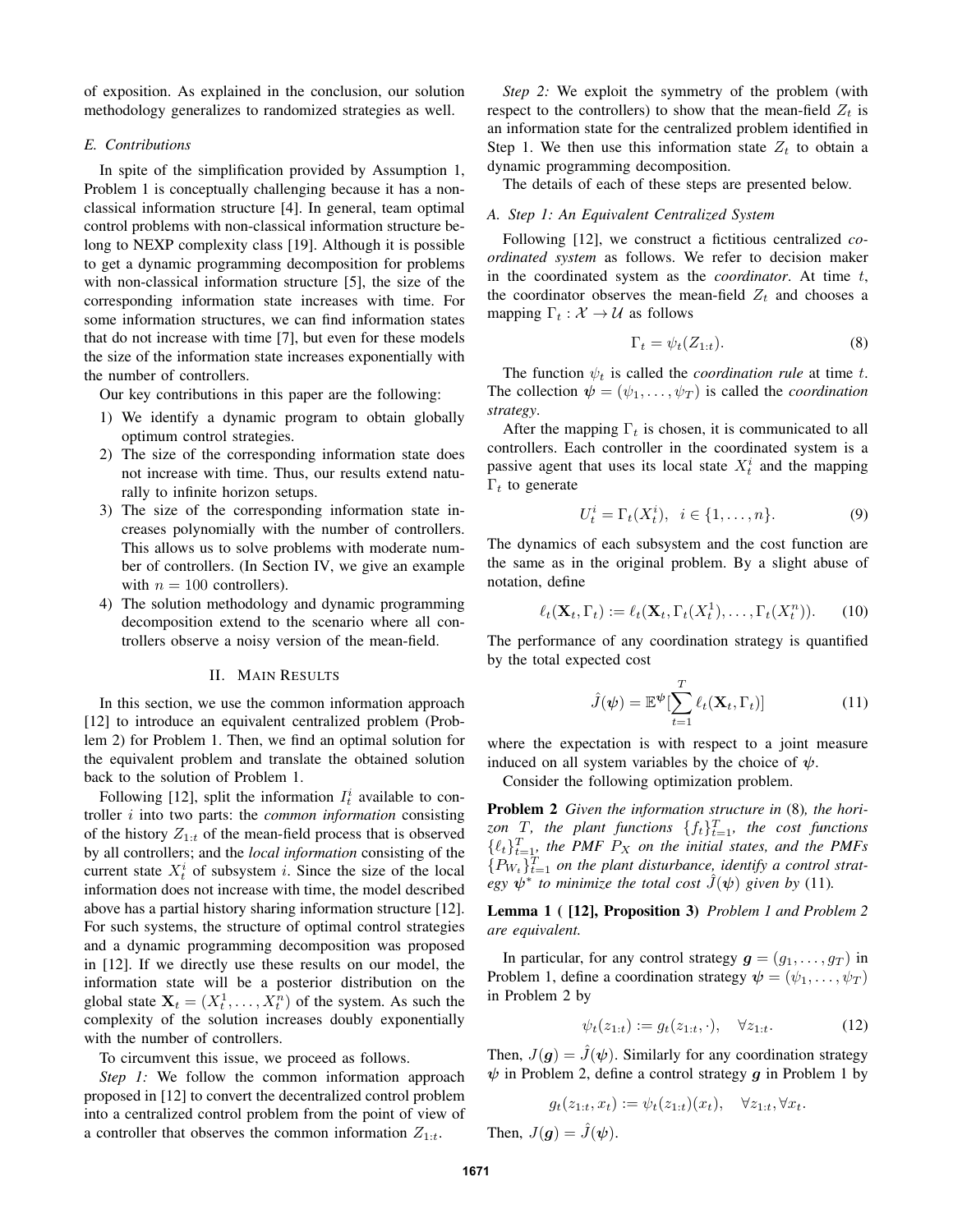of exposition. As explained in the conclusion, our solution methodology generalizes to randomized strategies as well.

### *E. Contributions*

In spite of the simplification provided by Assumption 1, Problem 1 is conceptually challenging because it has a non-classical information structure [4]. In general, team optimal control problems with non-classical information structure belong to NEXP complexity class [19]. Although it is possible to get a dynamic programming decomposition for problems with non-classical information structure [5], the size of the corresponding information state increases with time. For some information structures, we can find information states that do not increase with time [7], but even for these models the size of the information state increases exponentially with the number of controllers.

Our key contributions in this paper are the following:

1) We identify a dynamic program to obtain globally optimum control strategies.
2) The size of the corresponding information state does not increase with time. Thus, our results extend naturally to infinite horizon setups.
3) The size of the corresponding information state increases polynomially with the number of controllers. This allows us to solve problems with moderate number of controllers. (In Section IV, we give an example with $n = 100$ controllers).
4) The solution methodology and dynamic programming decomposition extend to the scenario where all controllers observe a noisy version of the mean-field.

## II. Main Results

In this section, we use the common information approach [12] to introduce an equivalent centralized problem (Problem 2) for Problem 1. Then, we find an optimal solution for the equivalent problem and translate the obtained solution back to the solution of Problem 1.

Following [12], split the information $I_t^i$ available to controller $i$ into two parts: the *common information* consisting of the history $Z_{1:t}$ of the mean-field process that is observed by all controllers; and the *local information* consisting of the current state $X_t^i$ of subsystem $i$. Since the size of the local information does not increase with time, the model described above has a partial history sharing information structure [12]. For such systems, the structure of optimal control strategies and a dynamic programming decomposition was proposed in [12]. If we directly use these results on our model, the information state will be a posterior distribution on the global state $\mathbf{X}_t = (X_t^1, \dots, X_t^n)$ of the system. As such the complexity of the solution increases doubly exponentially with the number of controllers.

To circumvent this issue, we proceed as follows.

*Step 1:* We follow the common information approach proposed in [12] to convert the decentralized control problem into a centralized control problem from the point of view of a controller that observes the common information $Z_{1:t}$.

*Step 2:* We exploit the symmetry of the problem (with respect to the controllers) to show that the mean-field $Z_t$ is an information state for the centralized problem identified in Step 1. We then use this information state $Z_t$ to obtain a dynamic programming decomposition.

The details of each of these steps are presented below.

### *A. Step 1: An Equivalent Centralized System*

Following [12], we construct a fictitious centralized *coordinated system* as follows. We refer to decision maker in the coordinated system as the *coordinator*. At time $t$, the coordinator observes the mean-field $Z_t$ and chooses a mapping $\Gamma_t : \mathcal{X} \to \mathcal{U}$ as follows

$$\Gamma_t = \psi_t(Z_{1:t}). \tag{8}$$

The function $\psi_t$ is called the *coordination rule* at time $t$. The collection $\boldsymbol{\psi} = (\psi_1, \dots, \psi_T)$ is called the *coordination strategy*.

After the mapping $\Gamma_t$ is chosen, it is communicated to all controllers. Each controller in the coordinated system is a passive agent that uses its local state $X_t^i$ and the mapping $\Gamma_t$ to generate

$$U_t^i = \Gamma_t(X_t^i), \quad i \in \{1, \dots, n\}. \tag{9}$$

The dynamics of each subsystem and the cost function are the same as in the original problem. By a slight abuse of notation, define

$$\ell_t(\mathbf{X}_t, \Gamma_t) := \ell_t(\mathbf{X}_t, \Gamma_t(X_t^1), \dots, \Gamma_t(X_t^n)). \tag{10}$$

The performance of any coordination strategy is quantified by the total expected cost

$$\hat{J}(\boldsymbol{\psi}) = \mathbb{E}^{\boldsymbol{\psi}}[\sum_{t=1}^{T} \ell_t(\mathbf{X}_t, \Gamma_t)] \tag{11}$$

where the expectation is with respect to a joint measure induced on all system variables by the choice of $\boldsymbol{\psi}$.

Consider the following optimization problem.

**Problem 2** *Given the information structure in* (8)*, the horizon $T$, the plant functions $\{f_t\}_{t=1}^T$, the cost functions $\{\ell_t\}_{t=1}^T$, the PMF $P_X$ on the initial states, and the PMFs $\{P_{W_t}\}_{t=1}^T$ on the plant disturbance, identify a control strategy $\boldsymbol{\psi}^*$ to minimize the total cost $\hat{J}(\boldsymbol{\psi})$ given by* (11)*.*

**Lemma 1 ( [12], Proposition 3)** *Problem 1 and Problem 2 are equivalent.*

In particular, for any control strategy $\boldsymbol{g} = (g_1, \dots, g_T)$ in Problem 1, define a coordination strategy $\boldsymbol{\psi} = (\psi_1, \dots, \psi_T)$ in Problem 2 by

$$\psi_t(z_{1:t}) := g_t(z_{1:t}, \cdot), \quad \forall z_{1:t}. \tag{12}$$

Then, $J(\boldsymbol{g}) = \hat{J}(\boldsymbol{\psi})$. Similarly for any coordination strategy $\boldsymbol{\psi}$ in Problem 2, define a control strategy $\boldsymbol{g}$ in Problem 1 by

$$g_t(z_{1:t}, x_t) := \psi_t(z_{1:t})(x_t), \quad \forall z_{1:t}, \forall x_t.$$

Then, $J(\boldsymbol{g}) = \hat{J}(\boldsymbol{\psi})$.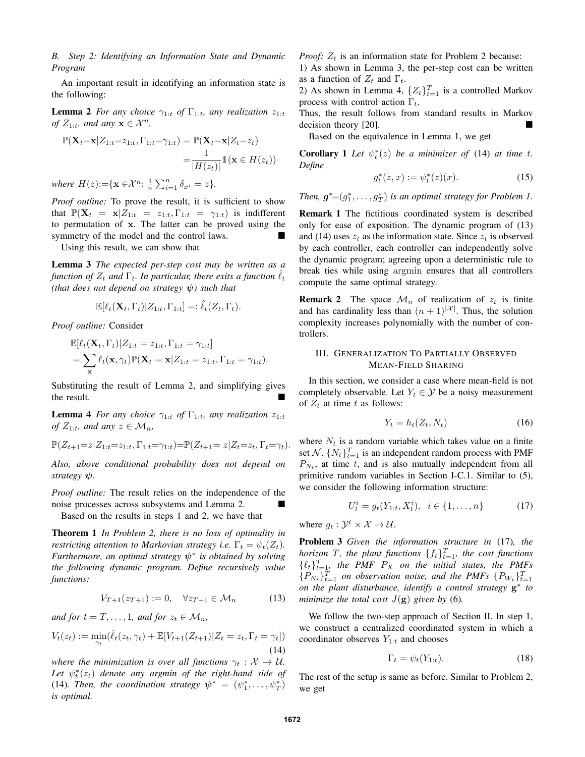### B. Step 2: Identifying an Information State and Dynamic Program

An important result in identifying an information state is the following:

**Lemma 2** *For any choice $\gamma_{1:t}$ of $\Gamma_{1:t}$, any realization $z_{1:t}$ of $Z_{1:t}$, and any $\mathbf{x} \in \mathcal{X}^n$,*

$$\mathbb{P}(\mathbf{X}_t{=}\mathbf{x}|Z_{1:t}{=}z_{1:t}, \Gamma_{1:t}{=}\gamma_{1:t}) = \mathbb{P}(\mathbf{X}_t{=}\mathbf{x}|Z_t{=}z_t)$$
$$= \frac{1}{|H(z_t)|}\mathbb{1}(\mathbf{x} \in H(z_t))$$

*where $H(z){:=}\{\mathbf{x} \in \mathcal{X}^n{:}\ \frac{1}{n}\sum_{i=1}^{n} \delta_{x^i} = z\}$.*

*Proof outline:* To prove the result, it is sufficient to show that $\mathbb{P}(\mathbf{X}_t = \mathbf{x}|Z_{1:t} = z_{1:t}, \Gamma_{1:t} = \gamma_{1:t})$ is indifferent to permutation of $\mathbf{x}$. The latter can be proved using the symmetry of the model and the control laws. ∎

Using this result, we can show that

**Lemma 3** *The expected per-step cost may be written as a function of $Z_t$ and $\Gamma_t$. In particular, there exits a function $\hat{\ell}_t$ (that does not depend on strategy $\boldsymbol{\psi}$) such that*

$$\mathbb{E}[\ell_t(\mathbf{X}_t, \Gamma_t)|Z_{1:t}, \Gamma_{1:t}] =: \hat{\ell}_t(Z_t, \Gamma_t).$$

*Proof outline:* Consider

$$\mathbb{E}[\ell_t(\mathbf{X}_t, \Gamma_t)|Z_{1:t} = z_{1:t}, \Gamma_{1:t} = \gamma_{1:t}]$$
$$= \sum_{\mathbf{x}} \ell_t(\mathbf{x}, \gamma_t)\mathbb{P}(\mathbf{X}_t = \mathbf{x}|Z_{1:t} = z_{1:t}, \Gamma_{1:t} = \gamma_{1:t}).$$

Substituting the result of Lemma 2, and simplifying gives the result. ∎

**Lemma 4** *For any choice $\gamma_{1:t}$ of $\Gamma_{1:t}$, any realization $z_{1:t}$ of $Z_{1:t}$, and any $z \in \mathcal{M}_n$,*

$$\mathbb{P}(Z_{t+1}{=}z|Z_{1:t}{=}z_{1:t}, \Gamma_{1:t}{=}\gamma_{1:t}){=}\mathbb{P}(Z_{t+1}{=}\ z|Z_t{=}z_t, \Gamma_t{=}\gamma_t).$$

*Also, above conditional probability does not depend on strategy $\boldsymbol{\psi}$.*

*Proof outline:* The result relies on the independence of the noise processes across subsystems and Lemma 2. ∎

Based on the results in steps 1 and 2, we have that

**Theorem 1** *In Problem 2, there is no loss of optimality in restricting attention to Markovian strategy i.e. $\Gamma_t = \psi_t(Z_t)$. Furthermore, an optimal strategy $\boldsymbol{\psi}^*$ is obtained by solving the following dynamic program. Define recursively value functions:*

$$V_{T+1}(z_{T+1}) := 0, \quad \forall z_{T+1} \in \mathcal{M}_n \tag{13}$$

*and for $t = T, \dots, 1$, and for $z_t \in \mathcal{M}_n$,*

$$V_t(z_t) := \min_{\gamma_t}(\hat{\ell}_t(z_t, \gamma_t) + \mathbb{E}[V_{t+1}(Z_{t+1})|Z_t = z_t, \Gamma_t = \gamma_t]) \tag{14}$$

*where the minimization is over all functions $\gamma_t : \mathcal{X} \to \mathcal{U}$. Let $\psi_t^*(z_t)$ denote any argmin of the right-hand side of* (14)*. Then, the coordination strategy $\boldsymbol{\psi}^* = (\psi_1^*, \dots, \psi_T^*)$ is optimal.*

*Proof:* $Z_t$ is an information state for Problem 2 because:
1) As shown in Lemma 3, the per-step cost can be written as a function of $Z_t$ and $\Gamma_t$.
2) As shown in Lemma 4, $\{Z_t\}_{t=1}^{T}$ is a controlled Markov process with control action $\Gamma_t$.
Thus, the result follows from standard results in Markov decision theory [20]. ∎

Based on the equivalence in Lemma 1, we get

**Corollary 1** *Let $\psi_t^*(z)$ be a minimizer of* (14) *at time $t$. Define*

$$g_t^*(z, x) := \psi_t^*(z)(x). \tag{15}$$

*Then, $\mathbf{g}^*{=}(g_1^*, \dots, g_T^*)$ is an optimal strategy for Problem 1.*

**Remark 1** The fictitious coordinated system is described only for ease of exposition. The dynamic program of (13) and (14) uses $z_t$ as the information state. Since $z_t$ is observed by each controller, each controller can independently solve the dynamic program; agreeing upon a deterministic rule to break ties while using argmin ensures that all controllers compute the same optimal strategy.

**Remark 2** The space $\mathcal{M}_n$ of realization of $z_t$ is finite and has cardinality less than $(n+1)^{|\mathcal{X}|}$. Thus, the solution complexity increases polynomially with the number of controllers.

## III. Generalization To Partially Observed Mean-Field Sharing

In this section, we consider a case where mean-field is not completely observable. Let $Y_t \in \mathcal{Y}$ be a noisy measurement of $Z_t$ at time $t$ as follows:

$$Y_t = h_t(Z_t, N_t) \tag{16}$$

where $N_t$ is a random variable which takes value on a finite set $\mathcal{N}$. $\{N_t\}_{t=1}^{T}$ is an independent random process with PMF $P_{N_t}$, at time $t$, and is also mutually independent from all primitive random variables in Section I-C.1. Similar to (5), we consider the following information structure:

$$U_t^i = g_t(Y_{1:t}, X_t^i), \quad i \in \{1, \dots, n\} \tag{17}$$

where $g_t : \mathcal{Y}^t \times \mathcal{X} \to \mathcal{U}$.

**Problem 3** *Given the information structure in* (17)*, the horizon $T$, the plant functions $\{f_t\}_{t=1}^{T}$, the cost functions $\{\ell_t\}_{t=1}^{T}$, the PMF $P_X$ on the initial states, the PMFs $\{P_{N_t}\}_{t=1}^{T}$ on observation noise, and the PMFs $\{P_{W_t}\}_{t=1}^{T}$ on the plant disturbance, identify a control strategy $\mathbf{g}^*$ to minimize the total cost $J(\mathbf{g})$ given by* (6)*.*

We follow the two-step approach of Section II. In step 1, we construct a centralized coordinated system in which a coordinator observes $Y_{1:t}$ and chooses

$$\Gamma_t = \psi_t(Y_{1:t}). \tag{18}$$

The rest of the setup is same as before. Similar to Problem 2, we get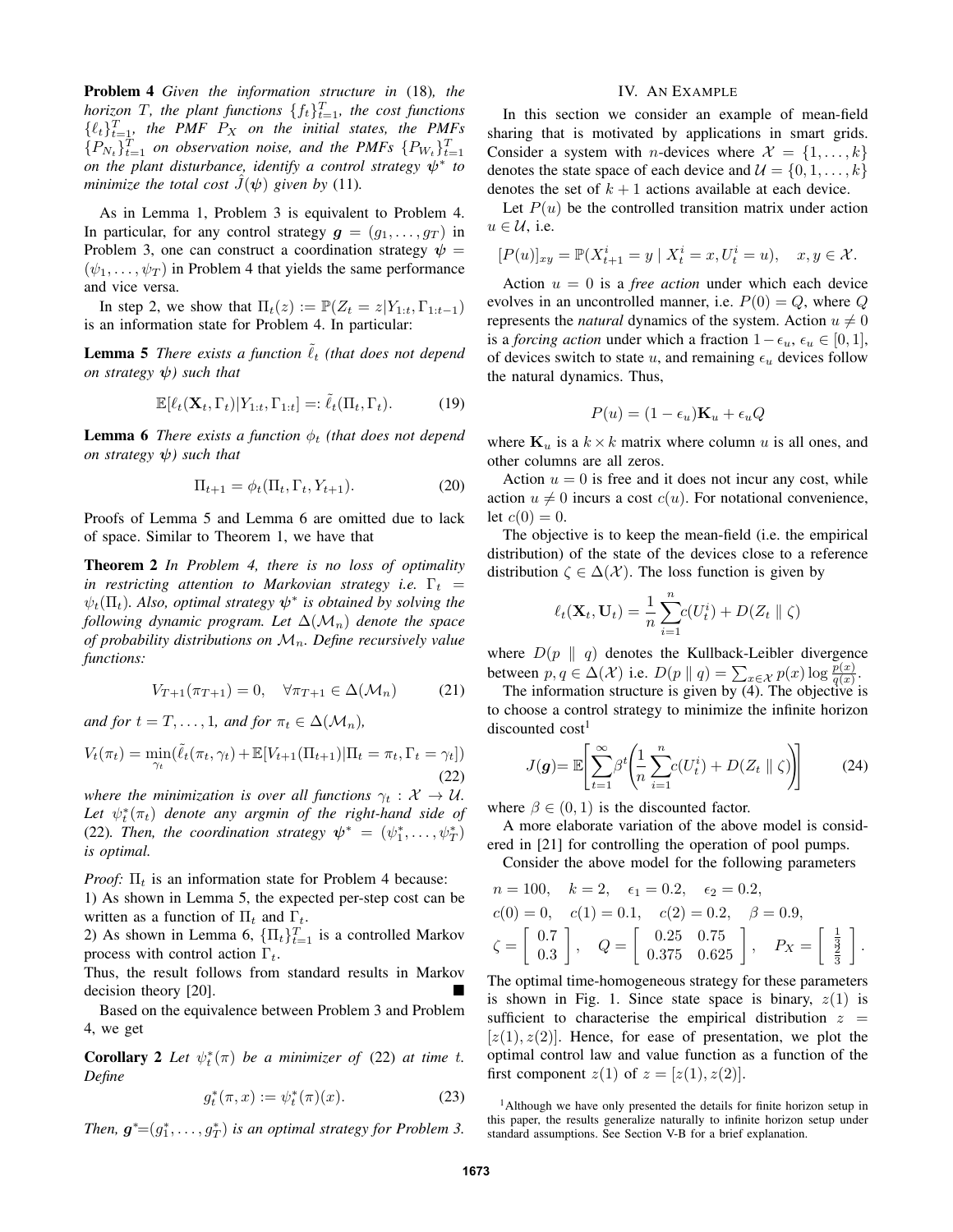**Problem 4** *Given the information structure in* (18)*, the horizon $T$, the plant functions $\{f_t\}_{t=1}^T$, the cost functions $\{\ell_t\}_{t=1}^T$, the PMF $P_X$ on the initial states, the PMFs $\{P_{N_t}\}_{t=1}^T$ on observation noise, and the PMFs $\{P_{W_t}\}_{t=1}^T$ on the plant disturbance, identify a control strategy $\boldsymbol{\psi}^*$ to minimize the total cost $\hat{J}(\boldsymbol{\psi})$ given by* (11)*.*

As in Lemma 1, Problem 3 is equivalent to Problem 4. In particular, for any control strategy $\boldsymbol{g} = (g_1, \dots, g_T)$ in Problem 3, one can construct a coordination strategy $\boldsymbol{\psi} = (\psi_1, \dots, \psi_T)$ in Problem 4 that yields the same performance and vice versa.

In step 2, we show that $\Pi_t(z) := \mathbb{P}(Z_t = z | Y_{1:t}, \Gamma_{1:t-1})$ is an information state for Problem 4. In particular:

**Lemma 5** *There exists a function $\tilde{\ell}_t$ (that does not depend on strategy $\boldsymbol{\psi}$) such that*

$$\mathbb{E}[\ell_t(\mathbf{X}_t, \Gamma_t) | Y_{1:t}, \Gamma_{1:t}] =: \tilde{\ell}_t(\Pi_t, \Gamma_t). \tag{19}$$

**Lemma 6** *There exists a function $\phi_t$ (that does not depend on strategy $\boldsymbol{\psi}$) such that*

$$\Pi_{t+1} = \phi_t(\Pi_t, \Gamma_t, Y_{t+1}). \tag{20}$$

Proofs of Lemma 5 and Lemma 6 are omitted due to lack of space. Similar to Theorem 1, we have that

**Theorem 2** *In Problem 4, there is no loss of optimality in restricting attention to Markovian strategy i.e. $\Gamma_t = \psi_t(\Pi_t)$. Also, optimal strategy $\boldsymbol{\psi}^*$ is obtained by solving the following dynamic program. Let $\Delta(\mathcal{M}_n)$ denote the space of probability distributions on $\mathcal{M}_n$. Define recursively value functions:*

$$V_{T+1}(\pi_{T+1}) = 0, \quad \forall \pi_{T+1} \in \Delta(\mathcal{M}_n) \tag{21}$$

*and for $t = T, \dots, 1$, and for $\pi_t \in \Delta(\mathcal{M}_n)$,*

$$V_t(\pi_t) = \min_{\gamma_t} (\tilde{\ell}_t(\pi_t, \gamma_t) + \mathbb{E}[V_{t+1}(\Pi_{t+1}) | \Pi_t = \pi_t, \Gamma_t = \gamma_t]) \tag{22}$$

*where the minimization is over all functions $\gamma_t : \mathcal{X} \to \mathcal{U}$. Let $\psi_t^*(\pi_t)$ denote any argmin of the right-hand side of* (22)*. Then, the coordination strategy $\boldsymbol{\psi}^* = (\psi_1^*, \dots, \psi_T^*)$ is optimal.*

*Proof:* $\Pi_t$ is an information state for Problem 4 because:
1) As shown in Lemma 5, the expected per-step cost can be written as a function of $\Pi_t$ and $\Gamma_t$.
2) As shown in Lemma 6, $\{\Pi_t\}_{t=1}^T$ is a controlled Markov process with control action $\Gamma_t$.
Thus, the result follows from standard results in Markov decision theory [20]. ■

Based on the equivalence between Problem 3 and Problem 4, we get

**Corollary 2** *Let $\psi_t^*(\pi)$ be a minimizer of* (22) *at time $t$. Define*

$$g_t^*(\pi, x) := \psi_t^*(\pi)(x). \tag{23}$$

*Then, $\boldsymbol{g}^* = (g_1^*, \dots, g_T^*)$ is an optimal strategy for Problem 3.*

## IV. An Example

In this section we consider an example of mean-field sharing that is motivated by applications in smart grids. Consider a system with $n$-devices where $\mathcal{X} = \{1, \dots, k\}$ denotes the state space of each device and $\mathcal{U} = \{0, 1, \dots, k\}$ denotes the set of $k+1$ actions available at each device.

Let $P(u)$ be the controlled transition matrix under action $u \in \mathcal{U}$, i.e.

$$[P(u)]_{xy} = \mathbb{P}(X_{t+1}^i = y \mid X_t^i = x, U_t^i = u), \quad x, y \in \mathcal{X}.$$

Action $u = 0$ is a *free action* under which each device evolves in an uncontrolled manner, i.e. $P(0) = Q$, where $Q$ represents the *natural* dynamics of the system. Action $u \neq 0$ is a *forcing action* under which a fraction $1 - \epsilon_u$, $\epsilon_u \in [0, 1]$, of devices switch to state $u$, and remaining $\epsilon_u$ devices follow the natural dynamics. Thus,

$$P(u) = (1 - \epsilon_u)\mathbf{K}_u + \epsilon_u Q$$

where $\mathbf{K}_u$ is a $k \times k$ matrix where column $u$ is all ones, and other columns are all zeros.

Action $u = 0$ is free and it does not incur any cost, while action $u \neq 0$ incurs a cost $c(u)$. For notational convenience, let $c(0) = 0$.

The objective is to keep the mean-field (i.e. the empirical distribution) of the state of the devices close to a reference distribution $\zeta \in \Delta(\mathcal{X})$. The loss function is given by

$$\ell_t(\mathbf{X}_t, \mathbf{U}_t) = \frac{1}{n} \sum_{i=1}^n c(U_t^i) + D(Z_t \parallel \zeta)$$

where $D(p \parallel q)$ denotes the Kullback-Leibler divergence between $p, q \in \Delta(\mathcal{X})$ i.e. $D(p \parallel q) = \sum_{x \in \mathcal{X}} p(x) \log \frac{p(x)}{q(x)}$.

The information structure is given by (4). The objective is to choose a control strategy to minimize the infinite horizon discounted cost[1]

$$J(\boldsymbol{g}) = \mathbb{E}\left[\sum_{t=1}^\infty \beta^t \left(\frac{1}{n} \sum_{i=1}^n c(U_t^i) + D(Z_t \parallel \zeta)\right)\right] \tag{24}$$

where $\beta \in (0, 1)$ is the discounted factor.

A more elaborate variation of the above model is considered in [21] for controlling the operation of pool pumps.

Consider the above model for the following parameters

$$n = 100, \quad k = 2, \quad \epsilon_1 = 0.2, \quad \epsilon_2 = 0.2,$$
$$c(0) = 0, \quad c(1) = 0.1, \quad c(2) = 0.2, \quad \beta = 0.9,$$
$$\zeta = \begin{bmatrix} 0.7 \\ 0.3 \end{bmatrix}, \quad Q = \begin{bmatrix} 0.25 & 0.75 \\ 0.375 & 0.625 \end{bmatrix}, \quad P_X = \begin{bmatrix} \frac{1}{3} \\ \frac{2}{3} \end{bmatrix}.$$

The optimal time-homogeneous strategy for these parameters is shown in Fig. 1. Since state space is binary, $z(1)$ is sufficient to characterise the empirical distribution $z = [z(1), z(2)]$. Hence, for ease of presentation, we plot the optimal control law and value function as a function of the first component $z(1)$ of $z = [z(1), z(2)]$.

[1] Although we have only presented the details for finite horizon setup in this paper, the results generalize naturally to infinite horizon setup under standard assumptions. See Section V-B for a brief explanation.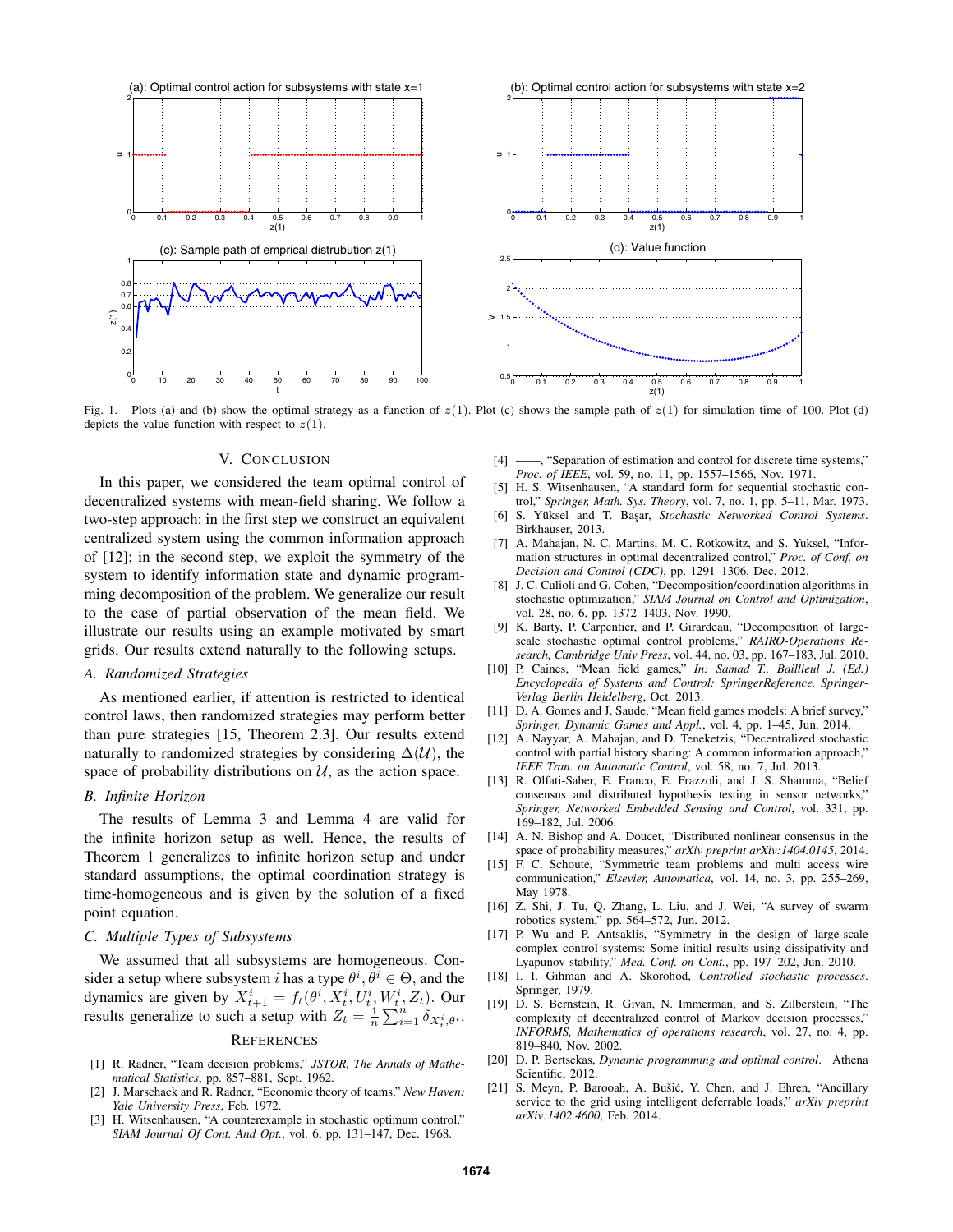(a): Optimal control action for subsystems with state x=1

u

z(1)

(b): Optimal control action for subsystems with state x=2

u

z(1)

(c): Sample path of emprical distrubution z(1)

z(1)

t

(d): Value function

V

z(1)

Fig. 1. Plots (a) and (b) show the optimal strategy as a function of $z(1)$. Plot (c) shows the sample path of $z(1)$ for simulation time of 100. Plot (d) depicts the value function with respect to $z(1)$.

## V. Conclusion

In this paper, we considered the team optimal control of decentralized systems with mean-field sharing. We follow a two-step approach: in the first step we construct an equivalent centralized system using the common information approach of [12]; in the second step, we exploit the symmetry of the system to identify information state and dynamic programming decomposition of the problem. We generalize our result to the case of partial observation of the mean field. We illustrate our results using an example motivated by smart grids. Our results extend naturally to the following setups.

### A. Randomized Strategies

As mentioned earlier, if attention is restricted to identical control laws, then randomized strategies may perform better than pure strategies [15, Theorem 2.3]. Our results extend naturally to randomized strategies by considering $\Delta(\mathcal{U})$, the space of probability distributions on $\mathcal{U}$, as the action space.

### B. Infinite Horizon

The results of Lemma 3 and Lemma 4 are valid for the infinite horizon setup as well. Hence, the results of Theorem 1 generalizes to infinite horizon setup and under standard assumptions, the optimal coordination strategy is time-homogeneous and is given by the solution of a fixed point equation.

### C. Multiple Types of Subsystems

We assumed that all subsystems are homogeneous. Consider a setup where subsystem $i$ has a type $\theta^i, \theta^i \in \Theta$, and the dynamics are given by $X^i_{t+1} = f_t(\theta^i, X^i_t, U^i_t, W^i_t, Z_t)$. Our results generalize to such a setup with $Z_t = \frac{1}{n}\sum_{i=1}^{n} \delta_{X^i_t, \theta^i}$.

## References

[1] R. Radner, "Team decision problems," *JSTOR, The Annals of Mathematical Statistics*, pp. 857–881, Sept. 1962.

[2] J. Marschack and R. Radner, "Economic theory of teams," *New Haven: Yale University Press*, Feb. 1972.

[3] H. Witsenhausen, "A counterexample in stochastic optimum control," *SIAM Journal Of Cont. And Opt.*, vol. 6, pp. 131–147, Dec. 1968.

[4] ——, "Separation of estimation and control for discrete time systems," *Proc. of IEEE*, vol. 59, no. 11, pp. 1557–1566, Nov. 1971.

[5] H. S. Witsenhausen, "A standard form for sequential stochastic control," *Springer, Math. Sys. Theory*, vol. 7, no. 1, pp. 5–11, Mar. 1973.

[6] S. Yüksel and T. Başar, *Stochastic Networked Control Systems*. Birkhauser, 2013.

[7] A. Mahajan, N. C. Martins, M. C. Rotkowitz, and S. Yuksel, "Information structures in optimal decentralized control," *Proc. of Conf. on Decision and Control (CDC)*, pp. 1291–1306, Dec. 2012.

[8] J. C. Culioli and G. Cohen, "Decomposition/coordination algorithms in stochastic optimization," *SIAM Journal on Control and Optimization*, vol. 28, no. 6, pp. 1372–1403, Nov. 1990.

[9] K. Barty, P. Carpentier, and P. Girardeau, "Decomposition of large-scale stochastic optimal control problems," *RAIRO-Operations Research, Cambridge Univ Press*, vol. 44, no. 03, pp. 167–183, Jul. 2010.

[10] P. Caines, "Mean field games," *In: Samad T., Baillieul J. (Ed.) Encyclopedia of Systems and Control: SpringerReference, Springer-Verlag Berlin Heidelberg*, Oct. 2013.

[11] D. A. Gomes and J. Saude, "Mean field games models: A brief survey," *Springer, Dynamic Games and Appl.*, vol. 4, pp. 1–45, Jun. 2014.

[12] A. Nayyar, A. Mahajan, and D. Teneketzis, "Decentralized stochastic control with partial history sharing: A common information approach," *IEEE Tran. on Automatic Control*, vol. 58, no. 7, Jul. 2013.

[13] R. Olfati-Saber, E. Franco, E. Frazzoli, and J. S. Shamma, "Belief consensus and distributed hypothesis testing in sensor networks," *Springer, Networked Embedded Sensing and Control*, vol. 331, pp. 169–182, Jul. 2006.

[14] A. N. Bishop and A. Doucet, "Distributed nonlinear consensus in the space of probability measures," *arXiv preprint arXiv:1404.0145*, 2014.

[15] F. C. Schoute, "Symmetric team problems and multi access wire communication," *Elsevier, Automatica*, vol. 14, no. 3, pp. 255–269, May 1978.

[16] Z. Shi, J. Tu, Q. Zhang, L. Liu, and J. Wei, "A survey of swarm robotics system," pp. 564–572, Jun. 2012.

[17] P. Wu and P. Antsaklis, "Symmetry in the design of large-scale complex control systems: Some initial results using dissipativity and Lyapunov stability," *Med. Conf. on Cont.*, pp. 197–202, Jun. 2010.

[18] I. I. Gihman and A. Skorohod, *Controlled stochastic processes*. Springer, 1979.

[19] D. S. Bernstein, R. Givan, N. Immerman, and S. Zilberstein, "The complexity of decentralized control of Markov decision processes," *INFORMS, Mathematics of operations research*, vol. 27, no. 4, pp. 819–840, Nov. 2002.

[20] D. P. Bertsekas, *Dynamic programming and optimal control*. Athena Scientific, 2012.

[21] S. Meyn, P. Barooah, A. Bušić, Y. Chen, and J. Ehren, "Ancillary service to the grid using intelligent deferrable loads," *arXiv preprint arXiv:1402.4600*, Feb. 2014.